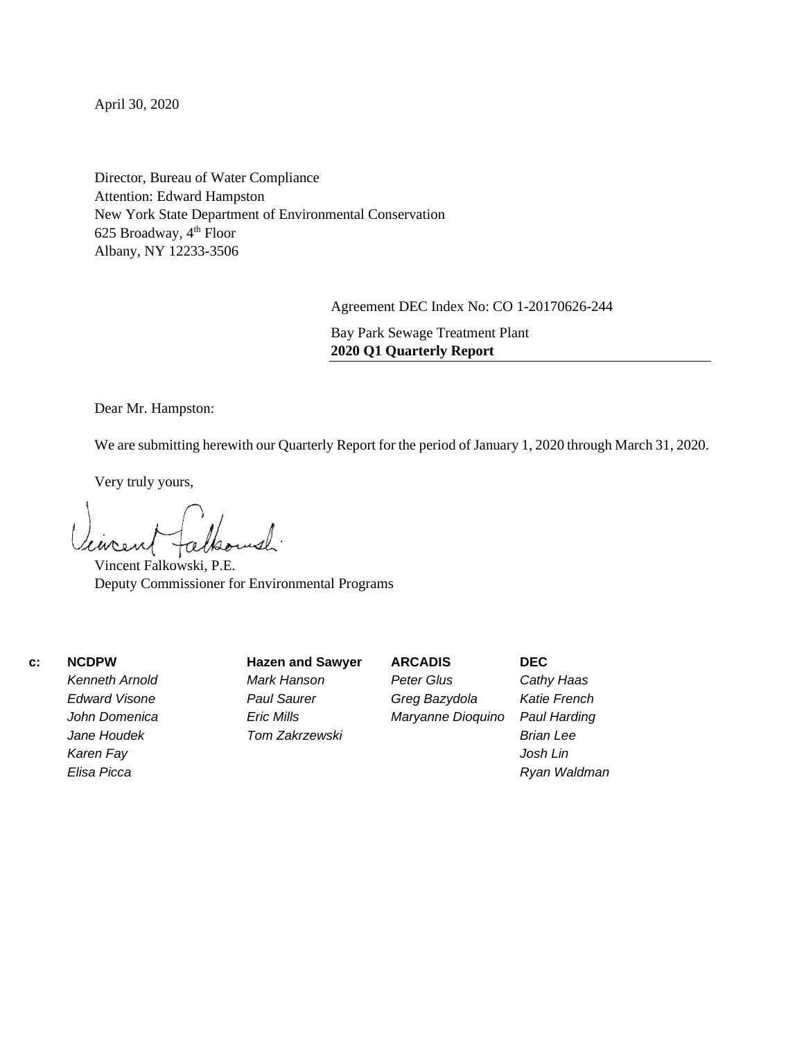April 30, 2020

Director, Bureau of Water Compliance
Attention: Edward Hampston
New York State Department of Environmental Conservation
625 Broadway, 4th Floor
Albany, NY 12233-3506

Agreement DEC Index No: CO 1-20170626-244

Bay Park Sewage Treatment Plant
**2020 Q1 Quarterly Report**

Dear Mr. Hampston:

We are submitting herewith our Quarterly Report for the period of January 1, 2020 through March 31, 2020.

Very truly yours,

Vincent Falkowski, P.E.
Deputy Commissioner for Environmental Programs

c:

| **NCDPW** | **Hazen and Sawyer** | **ARCADIS** | **DEC** |
|---|---|---|---|
| *Kenneth Arnold* | *Mark Hanson* | *Peter Glus* | *Cathy Haas* |
| *Edward Visone* | *Paul Saurer* | *Greg Bazydola* | *Katie French* |
| *John Domenica* | *Eric Mills* | *Maryanne Dioquino* | *Paul Harding* |
| *Jane Houdek* | *Tom Zakrzewski* | | *Brian Lee* |
| *Karen Fay* | | | *Josh Lin* |
| *Elisa Picca* | | | *Ryan Waldman* |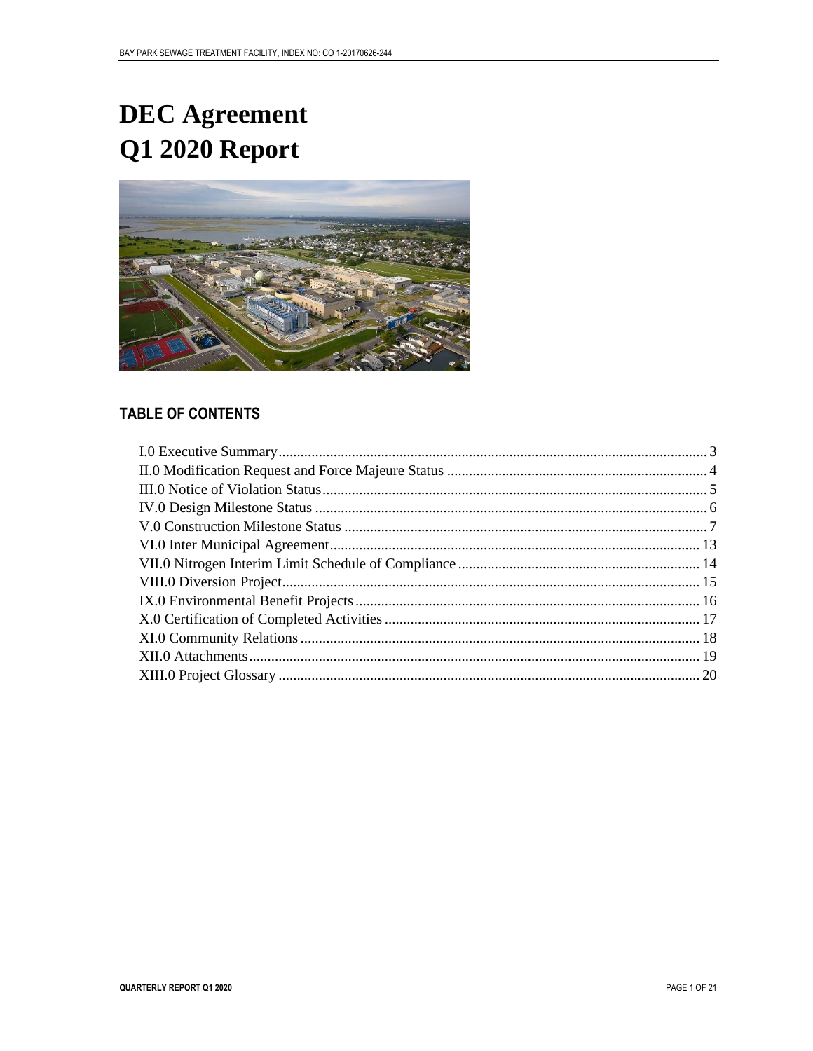# DEC Agreement
# Q1 2020 Report

## TABLE OF CONTENTS

- I.0 Executive Summary .... 3
- II.0 Modification Request and Force Majeure Status .... 4
- III.0 Notice of Violation Status .... 5
- IV.0 Design Milestone Status .... 6
- V.0 Construction Milestone Status .... 7
- VI.0 Inter Municipal Agreement .... 13
- VII.0 Nitrogen Interim Limit Schedule of Compliance .... 14
- VIII.0 Diversion Project .... 15
- IX.0 Environmental Benefit Projects .... 16
- X.0 Certification of Completed Activities .... 17
- XI.0 Community Relations .... 18
- XII.0 Attachments .... 19
- XIII.0 Project Glossary .... 20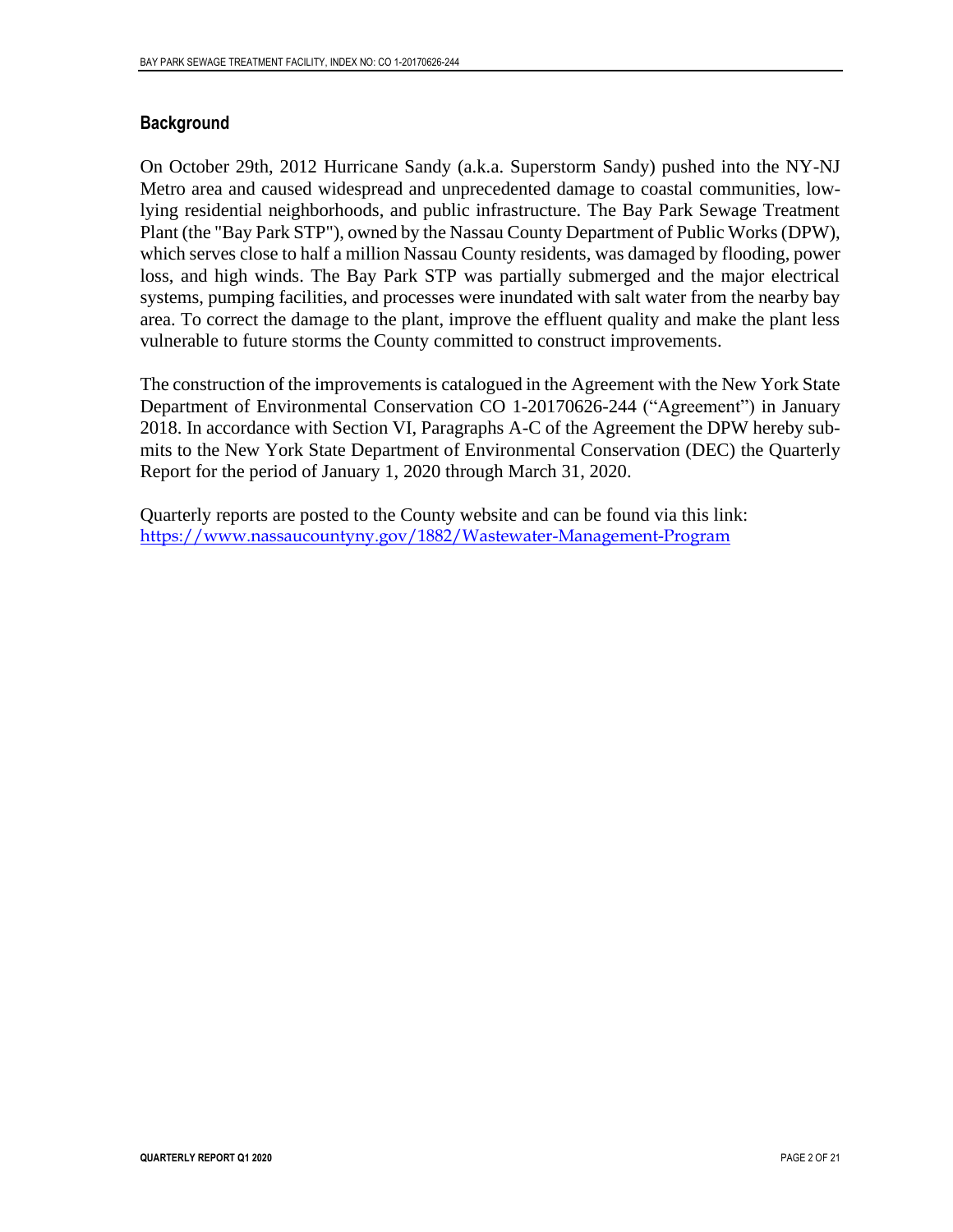## Background

On October 29th, 2012 Hurricane Sandy (a.k.a. Superstorm Sandy) pushed into the NY-NJ Metro area and caused widespread and unprecedented damage to coastal communities, low-lying residential neighborhoods, and public infrastructure. The Bay Park Sewage Treatment Plant (the "Bay Park STP"), owned by the Nassau County Department of Public Works (DPW), which serves close to half a million Nassau County residents, was damaged by flooding, power loss, and high winds. The Bay Park STP was partially submerged and the major electrical systems, pumping facilities, and processes were inundated with salt water from the nearby bay area. To correct the damage to the plant, improve the effluent quality and make the plant less vulnerable to future storms the County committed to construct improvements.

The construction of the improvements is catalogued in the Agreement with the New York State Department of Environmental Conservation CO 1-20170626-244 ("Agreement") in January 2018. In accordance with Section VI, Paragraphs A-C of the Agreement the DPW hereby submits to the New York State Department of Environmental Conservation (DEC) the Quarterly Report for the period of January 1, 2020 through March 31, 2020.

Quarterly reports are posted to the County website and can be found via this link:
https://www.nassaucountyny.gov/1882/Wastewater-Management-Program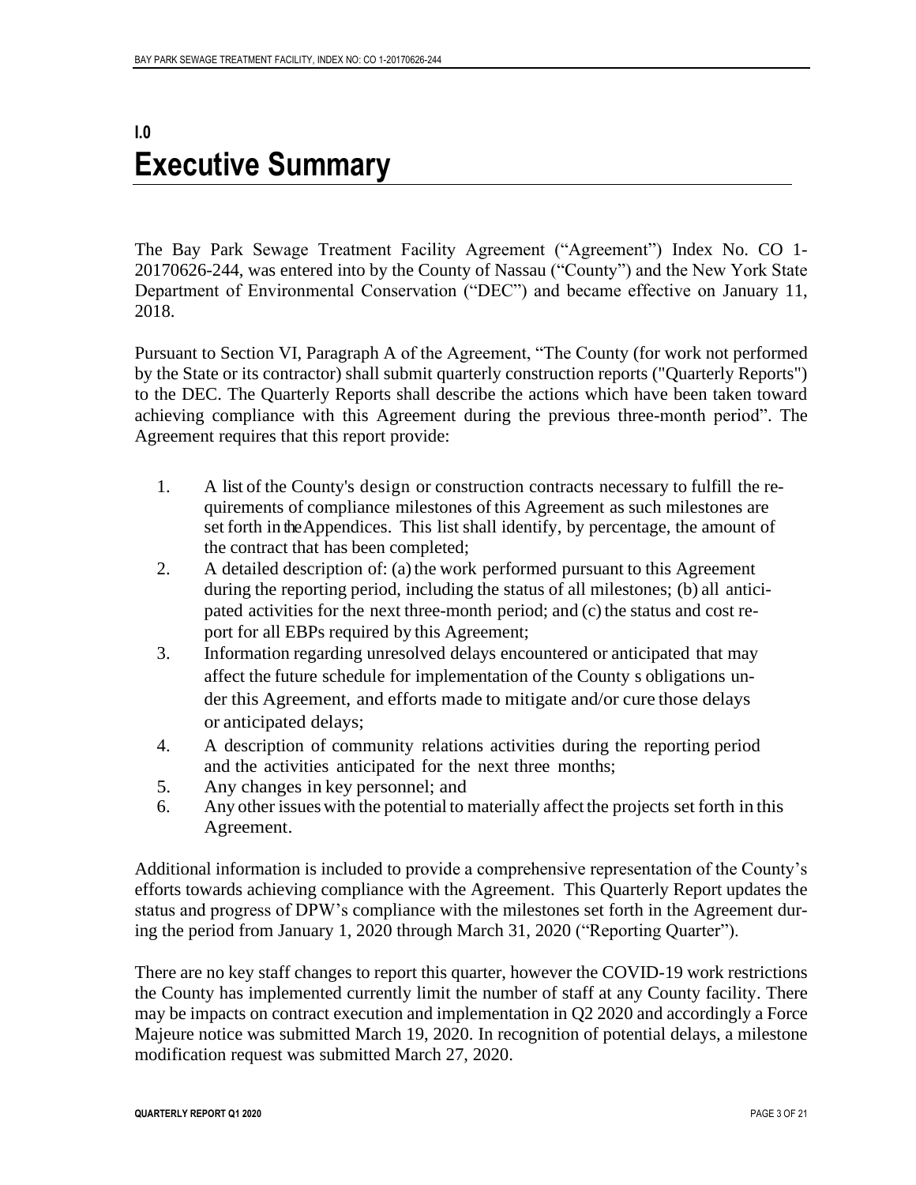# I.0 Executive Summary

The Bay Park Sewage Treatment Facility Agreement ("Agreement") Index No. CO 1-20170626-244, was entered into by the County of Nassau ("County") and the New York State Department of Environmental Conservation ("DEC") and became effective on January 11, 2018.

Pursuant to Section VI, Paragraph A of the Agreement, "The County (for work not performed by the State or its contractor) shall submit quarterly construction reports ("Quarterly Reports") to the DEC. The Quarterly Reports shall describe the actions which have been taken toward achieving compliance with this Agreement during the previous three-month period". The Agreement requires that this report provide:

1. A list of the County's design or construction contracts necessary to fulfill the requirements of compliance milestones of this Agreement as such milestones are set forth in the Appendices. This list shall identify, by percentage, the amount of the contract that has been completed;
2. A detailed description of: (a) the work performed pursuant to this Agreement during the reporting period, including the status of all milestones; (b) all anticipated activities for the next three-month period; and (c) the status and cost report for all EBPs required by this Agreement;
3. Information regarding unresolved delays encountered or anticipated that may affect the future schedule for implementation of the County s obligations under this Agreement, and efforts made to mitigate and/or cure those delays or anticipated delays;
4. A description of community relations activities during the reporting period and the activities anticipated for the next three months;
5. Any changes in key personnel; and
6. Any other issues with the potential to materially affect the projects set forth in this Agreement.

Additional information is included to provide a comprehensive representation of the County's efforts towards achieving compliance with the Agreement. This Quarterly Report updates the status and progress of DPW's compliance with the milestones set forth in the Agreement during the period from January 1, 2020 through March 31, 2020 ("Reporting Quarter").

There are no key staff changes to report this quarter, however the COVID-19 work restrictions the County has implemented currently limit the number of staff at any County facility. There may be impacts on contract execution and implementation in Q2 2020 and accordingly a Force Majeure notice was submitted March 19, 2020. In recognition of potential delays, a milestone modification request was submitted March 27, 2020.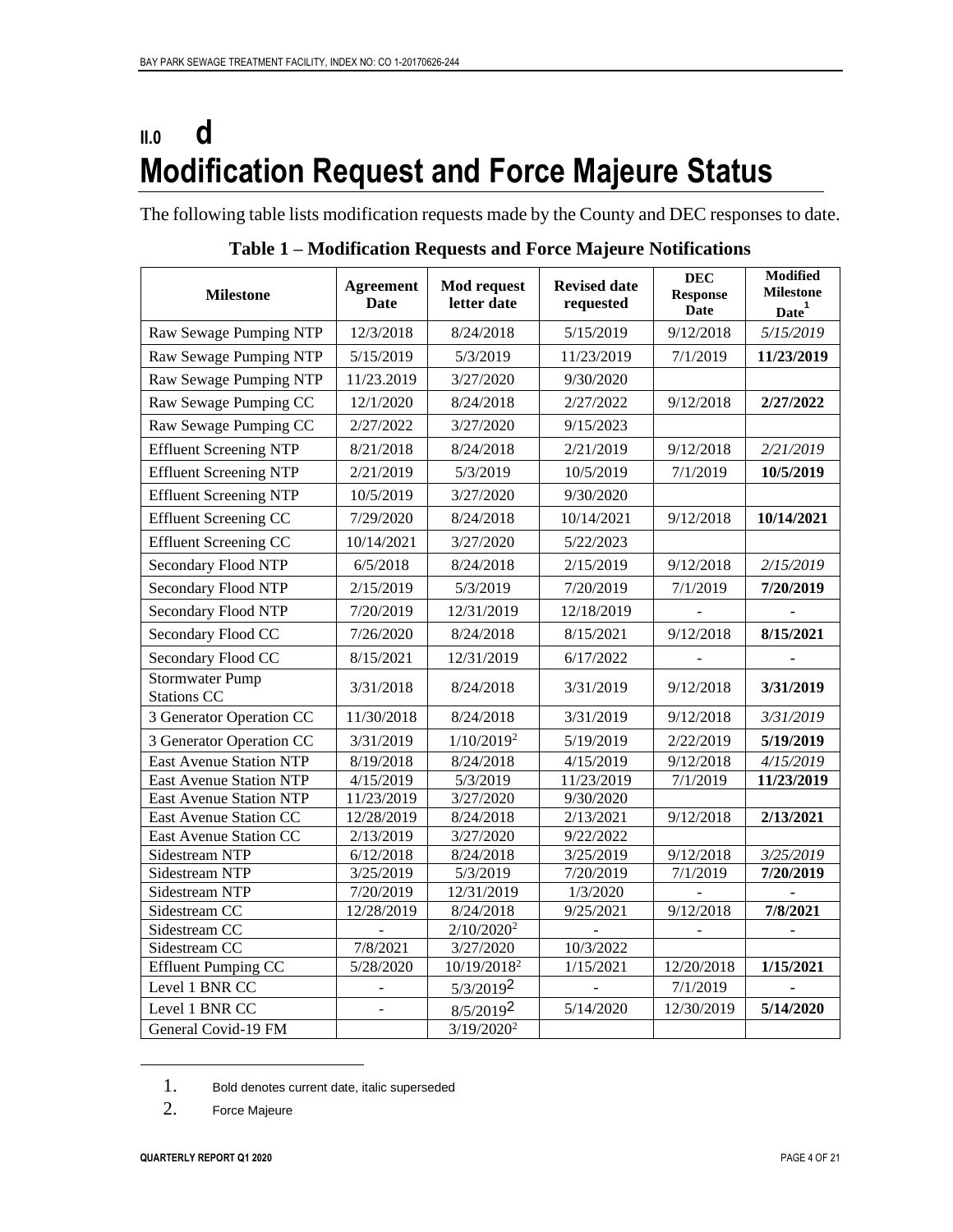# II.0 d Modification Request and Force Majeure Status

The following table lists modification requests made by the County and DEC responses to date.

**Table 1 – Modification Requests and Force Majeure Notifications**

| Milestone | Agreement Date | Mod request letter date | Revised date requested | DEC Response Date | Modified Milestone Date[1] |
|---|---|---|---|---|---|
| Raw Sewage Pumping NTP | 12/3/2018 | 8/24/2018 | 5/15/2019 | 9/12/2018 | *5/15/2019* |
| Raw Sewage Pumping NTP | 5/15/2019 | 5/3/2019 | 11/23/2019 | 7/1/2019 | **11/23/2019** |
| Raw Sewage Pumping NTP | 11/23.2019 | 3/27/2020 | 9/30/2020 | | |
| Raw Sewage Pumping CC | 12/1/2020 | 8/24/2018 | 2/27/2022 | 9/12/2018 | **2/27/2022** |
| Raw Sewage Pumping CC | 2/27/2022 | 3/27/2020 | 9/15/2023 | | |
| Effluent Screening NTP | 8/21/2018 | 8/24/2018 | 2/21/2019 | 9/12/2018 | *2/21/2019* |
| Effluent Screening NTP | 2/21/2019 | 5/3/2019 | 10/5/2019 | 7/1/2019 | **10/5/2019** |
| Effluent Screening NTP | 10/5/2019 | 3/27/2020 | 9/30/2020 | | |
| Effluent Screening CC | 7/29/2020 | 8/24/2018 | 10/14/2021 | 9/12/2018 | **10/14/2021** |
| Effluent Screening CC | 10/14/2021 | 3/27/2020 | 5/22/2023 | | |
| Secondary Flood NTP | 6/5/2018 | 8/24/2018 | 2/15/2019 | 9/12/2018 | *2/15/2019* |
| Secondary Flood NTP | 2/15/2019 | 5/3/2019 | 7/20/2019 | 7/1/2019 | **7/20/2019** |
| Secondary Flood NTP | 7/20/2019 | 12/31/2019 | 12/18/2019 | - | - |
| Secondary Flood CC | 7/26/2020 | 8/24/2018 | 8/15/2021 | 9/12/2018 | **8/15/2021** |
| Secondary Flood CC | 8/15/2021 | 12/31/2019 | 6/17/2022 | - | - |
| Stormwater Pump Stations CC | 3/31/2018 | 8/24/2018 | 3/31/2019 | 9/12/2018 | **3/31/2019** |
| 3 Generator Operation CC | 11/30/2018 | 8/24/2018 | 3/31/2019 | 9/12/2018 | *3/31/2019* |
| 3 Generator Operation CC | 3/31/2019 | 1/10/2019[2] | 5/19/2019 | 2/22/2019 | **5/19/2019** |
| East Avenue Station NTP | 8/19/2018 | 8/24/2018 | 4/15/2019 | 9/12/2018 | *4/15/2019* |
| East Avenue Station NTP | 4/15/2019 | 5/3/2019 | 11/23/2019 | 7/1/2019 | **11/23/2019** |
| East Avenue Station NTP | 11/23/2019 | 3/27/2020 | 9/30/2020 | | |
| East Avenue Station CC | 12/28/2019 | 8/24/2018 | 2/13/2021 | 9/12/2018 | **2/13/2021** |
| East Avenue Station CC | 2/13/2019 | 3/27/2020 | 9/22/2022 | | |
| Sidestream NTP | 6/12/2018 | 8/24/2018 | 3/25/2019 | 9/12/2018 | *3/25/2019* |
| Sidestream NTP | 3/25/2019 | 5/3/2019 | 7/20/2019 | 7/1/2019 | **7/20/2019** |
| Sidestream NTP | 7/20/2019 | 12/31/2019 | 1/3/2020 | - | - |
| Sidestream CC | 12/28/2019 | 8/24/2018 | 9/25/2021 | 9/12/2018 | **7/8/2021** |
| Sidestream CC | - | 2/10/2020[2] | - | - | - |
| Sidestream CC | 7/8/2021 | 3/27/2020 | 10/3/2022 | | |
| Effluent Pumping CC | 5/28/2020 | 10/19/2018[2] | 1/15/2021 | 12/20/2018 | **1/15/2021** |
| Level 1 BNR CC | - | 5/3/2019[2] | - | 7/1/2019 | - |
| Level 1 BNR CC | - | 8/5/2019[2] | 5/14/2020 | 12/30/2019 | **5/14/2020** |
| General Covid-19 FM | | 3/19/2020[2] | | | |

1. Bold denotes current date, italic superseded
2. Force Majeure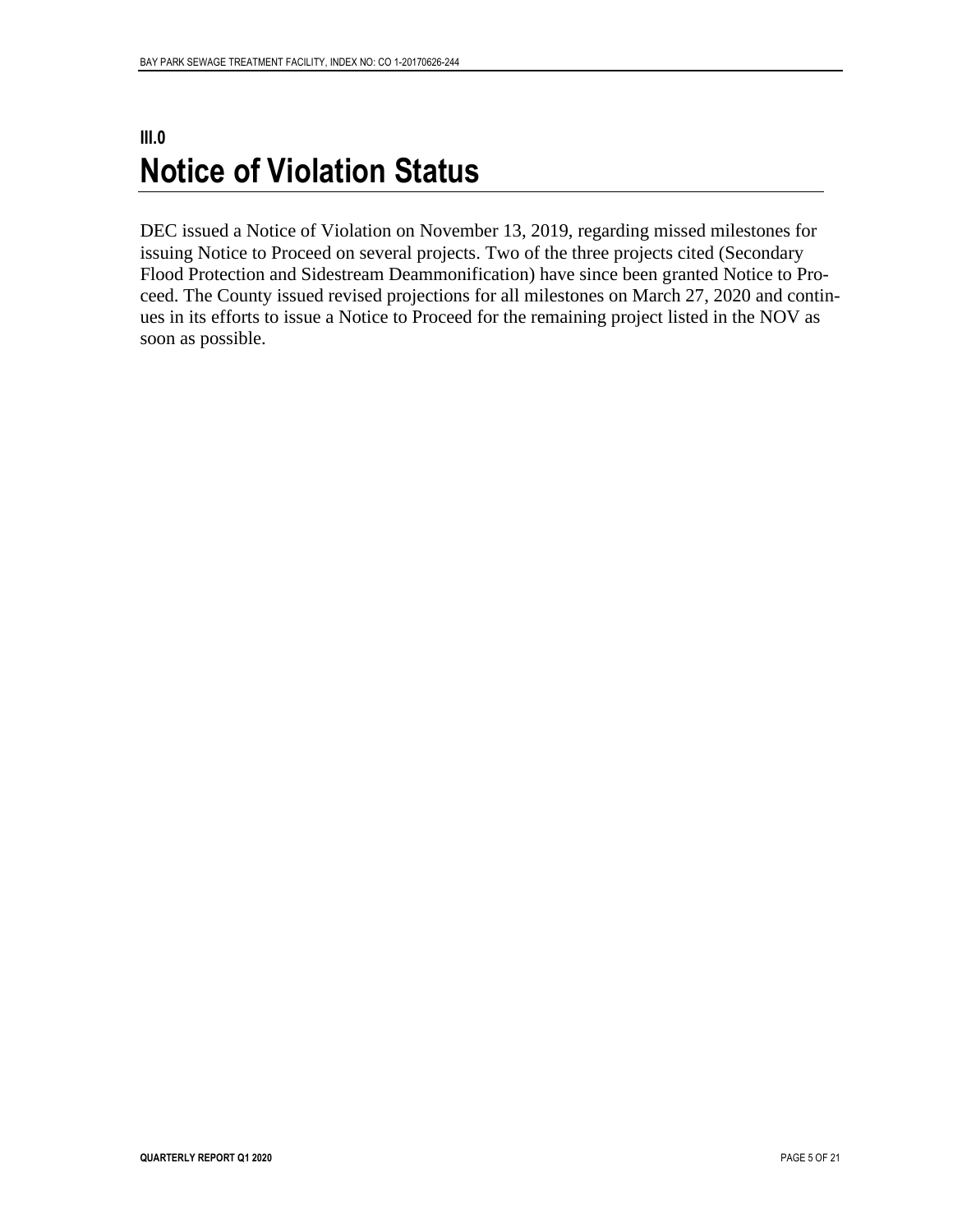# III.0
# Notice of Violation Status

DEC issued a Notice of Violation on November 13, 2019, regarding missed milestones for issuing Notice to Proceed on several projects. Two of the three projects cited (Secondary Flood Protection and Sidestream Deammonification) have since been granted Notice to Proceed. The County issued revised projections for all milestones on March 27, 2020 and continues in its efforts to issue a Notice to Proceed for the remaining project listed in the NOV as soon as possible.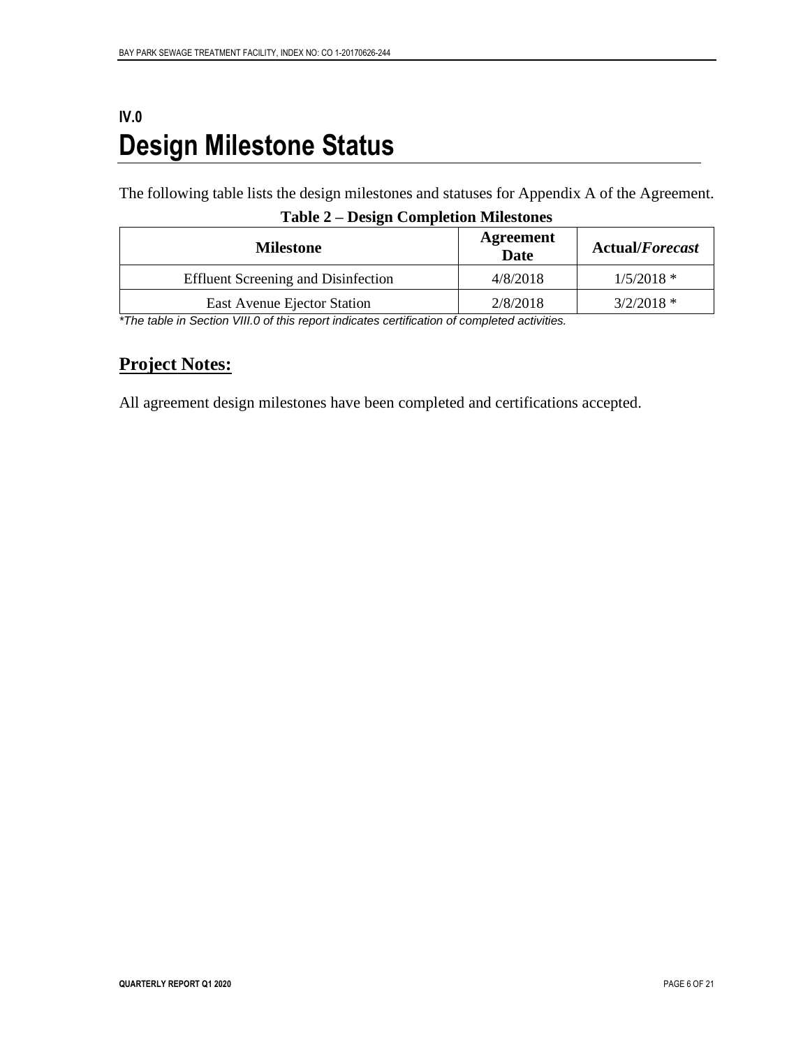# IV.0
# Design Milestone Status

The following table lists the design milestones and statuses for Appendix A of the Agreement.

**Table 2 – Design Completion Milestones**

| Milestone | Agreement Date | Actual/*Forecast* |
|---|---|---|
| Effluent Screening and Disinfection | 4/8/2018 | 1/5/2018 * |
| East Avenue Ejector Station | 2/8/2018 | 3/2/2018 * |

*\*The table in Section VIII.0 of this report indicates certification of completed activities.*

## Project Notes:

All agreement design milestones have been completed and certifications accepted.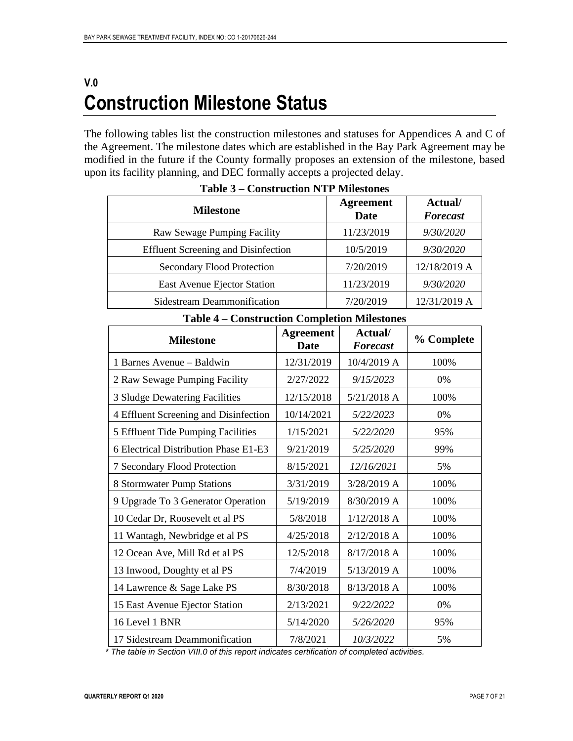# V.0
# Construction Milestone Status

The following tables list the construction milestones and statuses for Appendices A and C of the Agreement. The milestone dates which are established in the Bay Park Agreement may be modified in the future if the County formally proposes an extension of the milestone, based upon its facility planning, and DEC formally accepts a projected delay.

**Table 3 – Construction NTP Milestones**

| Milestone | Agreement Date | Actual/ *Forecast* |
|---|---|---|
| Raw Sewage Pumping Facility | 11/23/2019 | *9/30/2020* |
| Effluent Screening and Disinfection | 10/5/2019 | *9/30/2020* |
| Secondary Flood Protection | 7/20/2019 | 12/18/2019 A |
| East Avenue Ejector Station | 11/23/2019 | *9/30/2020* |
| Sidestream Deammonification | 7/20/2019 | 12/31/2019 A |

**Table 4 – Construction Completion Milestones**

| Milestone | Agreement Date | Actual/ *Forecast* | % Complete |
|---|---|---|---|
| 1 Barnes Avenue – Baldwin | 12/31/2019 | 10/4/2019 A | 100% |
| 2 Raw Sewage Pumping Facility | 2/27/2022 | *9/15/2023* | 0% |
| 3 Sludge Dewatering Facilities | 12/15/2018 | 5/21/2018 A | 100% |
| 4 Effluent Screening and Disinfection | 10/14/2021 | *5/22/2023* | 0% |
| 5 Effluent Tide Pumping Facilities | 1/15/2021 | *5/22/2020* | 95% |
| 6 Electrical Distribution Phase E1-E3 | 9/21/2019 | *5/25/2020* | 99% |
| 7 Secondary Flood Protection | 8/15/2021 | *12/16/2021* | 5% |
| 8 Stormwater Pump Stations | 3/31/2019 | 3/28/2019 A | 100% |
| 9 Upgrade To 3 Generator Operation | 5/19/2019 | 8/30/2019 A | 100% |
| 10 Cedar Dr, Roosevelt et al PS | 5/8/2018 | 1/12/2018 A | 100% |
| 11 Wantagh, Newbridge et al PS | 4/25/2018 | 2/12/2018 A | 100% |
| 12 Ocean Ave, Mill Rd et al PS | 12/5/2018 | 8/17/2018 A | 100% |
| 13 Inwood, Doughty et al PS | 7/4/2019 | 5/13/2019 A | 100% |
| 14 Lawrence & Sage Lake PS | 8/30/2018 | 8/13/2018 A | 100% |
| 15 East Avenue Ejector Station | 2/13/2021 | *9/22/2022* | 0% |
| 16 Level 1 BNR | 5/14/2020 | *5/26/2020* | 95% |
| 17 Sidestream Deammonification | 7/8/2021 | *10/3/2022* | 5% |

*\* The table in Section VIII.0 of this report indicates certification of completed activities.*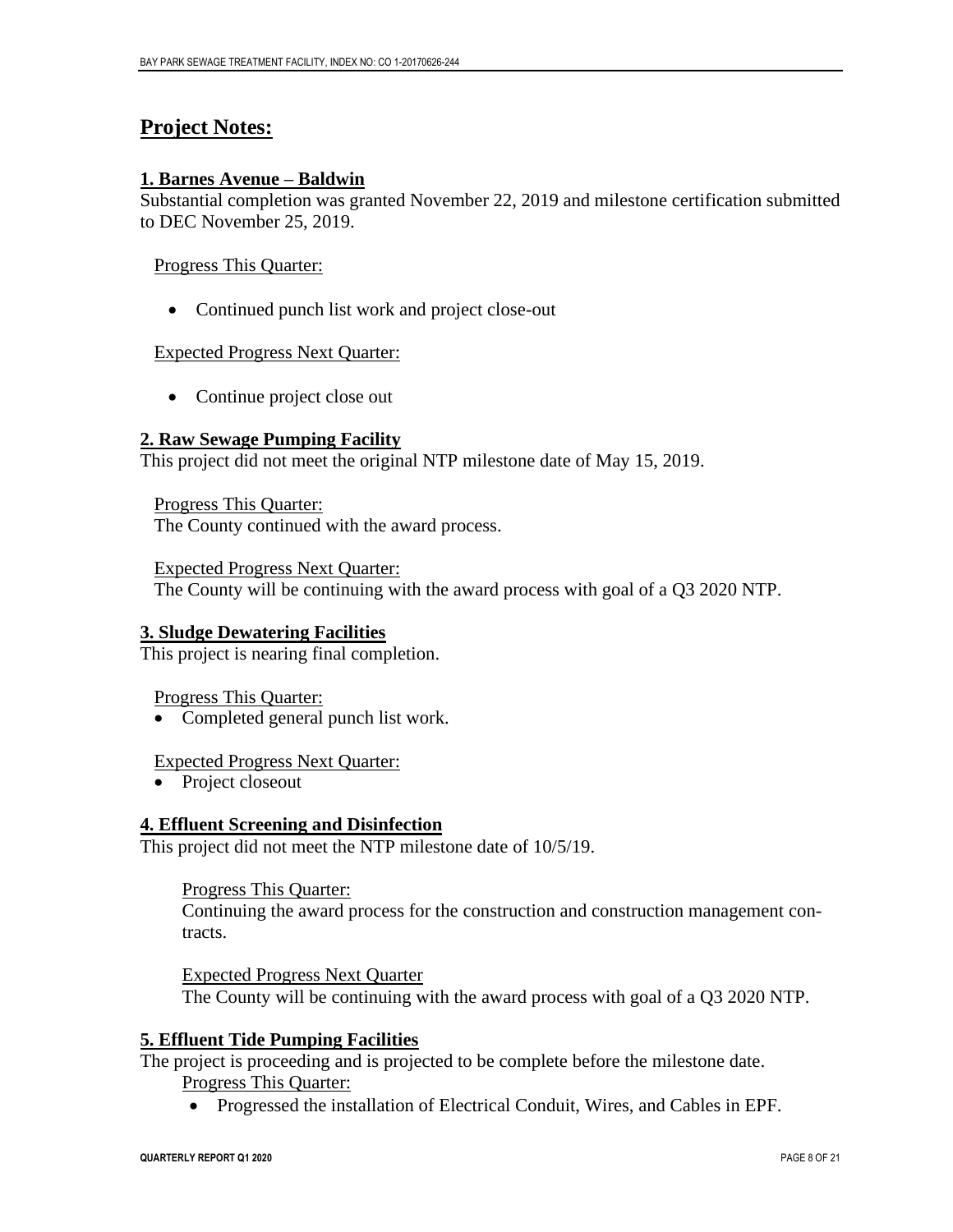## Project Notes:

### 1. Barnes Avenue – Baldwin

Substantial completion was granted November 22, 2019 and milestone certification submitted to DEC November 25, 2019.

Progress This Quarter:

- Continued punch list work and project close-out

Expected Progress Next Quarter:

- Continue project close out

### 2. Raw Sewage Pumping Facility

This project did not meet the original NTP milestone date of May 15, 2019.

Progress This Quarter:
The County continued with the award process.

Expected Progress Next Quarter:
The County will be continuing with the award process with goal of a Q3 2020 NTP.

### 3. Sludge Dewatering Facilities

This project is nearing final completion.

Progress This Quarter:

- Completed general punch list work.

Expected Progress Next Quarter:

- Project closeout

### 4. Effluent Screening and Disinfection

This project did not meet the NTP milestone date of 10/5/19.

Progress This Quarter:
Continuing the award process for the construction and construction management contracts.

Expected Progress Next Quarter
The County will be continuing with the award process with goal of a Q3 2020 NTP.

### 5. Effluent Tide Pumping Facilities

The project is proceeding and is projected to be complete before the milestone date.

Progress This Quarter:

- Progressed the installation of Electrical Conduit, Wires, and Cables in EPF.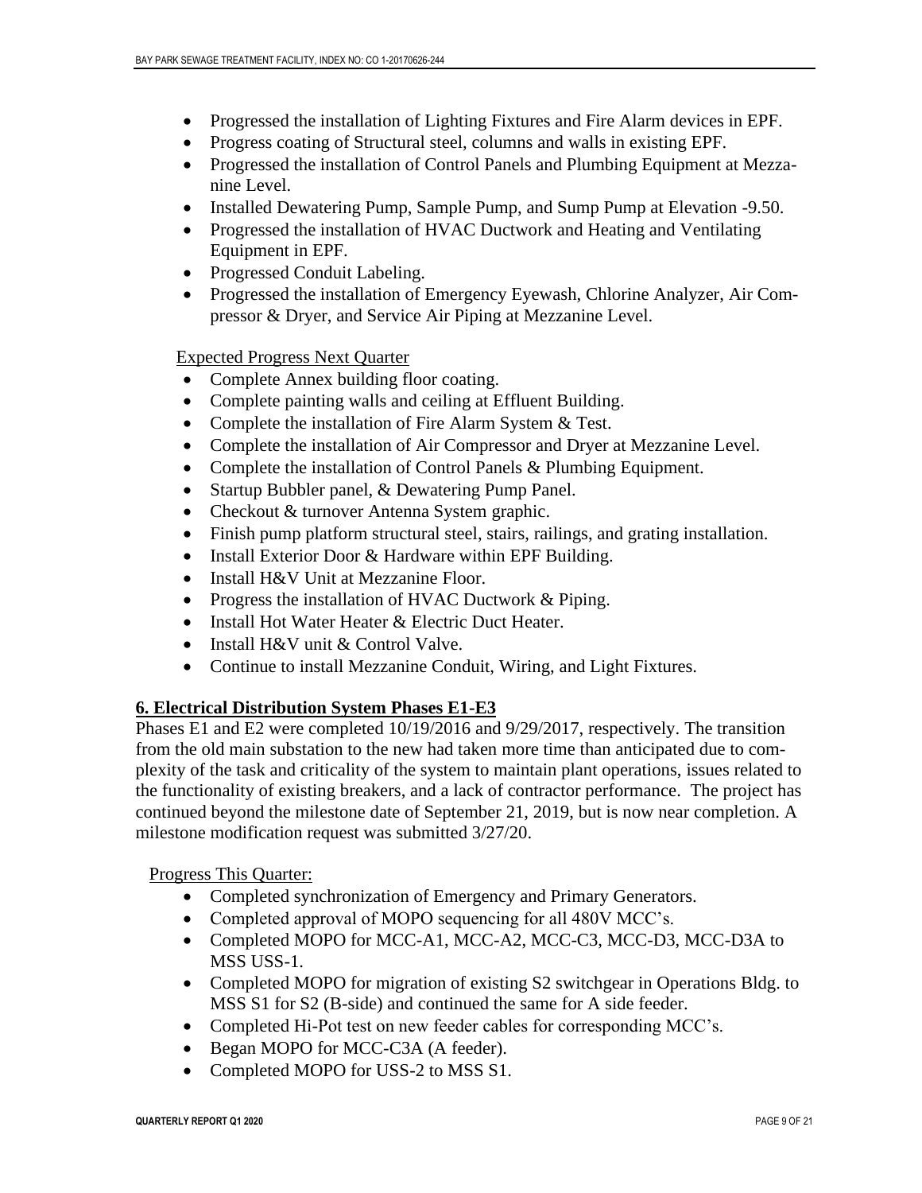- Progressed the installation of Lighting Fixtures and Fire Alarm devices in EPF.
- Progress coating of Structural steel, columns and walls in existing EPF.
- Progressed the installation of Control Panels and Plumbing Equipment at Mezzanine Level.
- Installed Dewatering Pump, Sample Pump, and Sump Pump at Elevation -9.50.
- Progressed the installation of HVAC Ductwork and Heating and Ventilating Equipment in EPF.
- Progressed Conduit Labeling.
- Progressed the installation of Emergency Eyewash, Chlorine Analyzer, Air Compressor & Dryer, and Service Air Piping at Mezzanine Level.

Expected Progress Next Quarter

- Complete Annex building floor coating.
- Complete painting walls and ceiling at Effluent Building.
- Complete the installation of Fire Alarm System & Test.
- Complete the installation of Air Compressor and Dryer at Mezzanine Level.
- Complete the installation of Control Panels & Plumbing Equipment.
- Startup Bubbler panel, & Dewatering Pump Panel.
- Checkout & turnover Antenna System graphic.
- Finish pump platform structural steel, stairs, railings, and grating installation.
- Install Exterior Door & Hardware within EPF Building.
- Install H&V Unit at Mezzanine Floor.
- Progress the installation of HVAC Ductwork & Piping.
- Install Hot Water Heater & Electric Duct Heater.
- Install H&V unit & Control Valve.
- Continue to install Mezzanine Conduit, Wiring, and Light Fixtures.

## 6. Electrical Distribution System Phases E1-E3

Phases E1 and E2 were completed 10/19/2016 and 9/29/2017, respectively. The transition from the old main substation to the new had taken more time than anticipated due to complexity of the task and criticality of the system to maintain plant operations, issues related to the functionality of existing breakers, and a lack of contractor performance. The project has continued beyond the milestone date of September 21, 2019, but is now near completion. A milestone modification request was submitted 3/27/20.

Progress This Quarter:

- Completed synchronization of Emergency and Primary Generators.
- Completed approval of MOPO sequencing for all 480V MCC's.
- Completed MOPO for MCC-A1, MCC-A2, MCC-C3, MCC-D3, MCC-D3A to MSS USS-1.
- Completed MOPO for migration of existing S2 switchgear in Operations Bldg. to MSS S1 for S2 (B-side) and continued the same for A side feeder.
- Completed Hi-Pot test on new feeder cables for corresponding MCC's.
- Began MOPO for MCC-C3A (A feeder).
- Completed MOPO for USS-2 to MSS S1.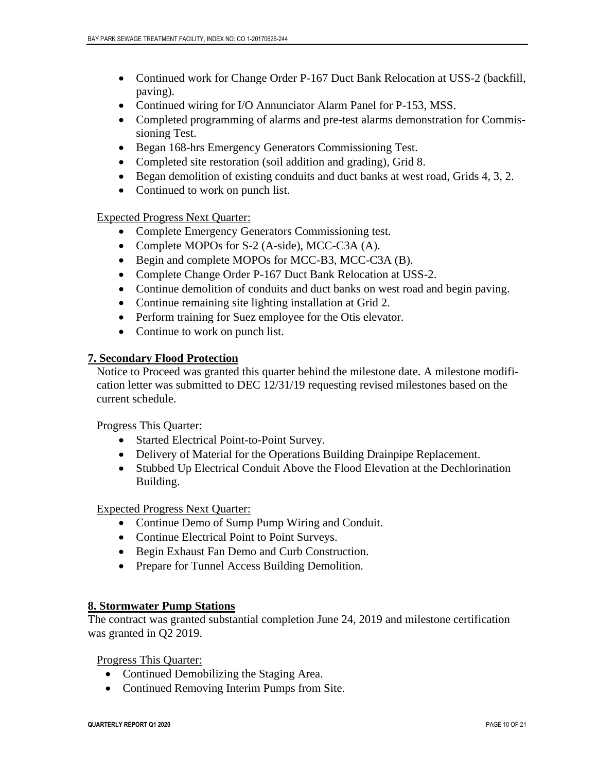- Continued work for Change Order P-167 Duct Bank Relocation at USS-2 (backfill, paving).
- Continued wiring for I/O Annunciator Alarm Panel for P-153, MSS.
- Completed programming of alarms and pre-test alarms demonstration for Commissioning Test.
- Began 168-hrs Emergency Generators Commissioning Test.
- Completed site restoration (soil addition and grading), Grid 8.
- Began demolition of existing conduits and duct banks at west road, Grids 4, 3, 2.
- Continued to work on punch list.

Expected Progress Next Quarter:

- Complete Emergency Generators Commissioning test.
- Complete MOPOs for S-2 (A-side), MCC-C3A (A).
- Begin and complete MOPOs for MCC-B3, MCC-C3A (B).
- Complete Change Order P-167 Duct Bank Relocation at USS-2.
- Continue demolition of conduits and duct banks on west road and begin paving.
- Continue remaining site lighting installation at Grid 2.
- Perform training for Suez employee for the Otis elevator.
- Continue to work on punch list.

## 7. Secondary Flood Protection

Notice to Proceed was granted this quarter behind the milestone date. A milestone modification letter was submitted to DEC 12/31/19 requesting revised milestones based on the current schedule.

Progress This Quarter:

- Started Electrical Point-to-Point Survey.
- Delivery of Material for the Operations Building Drainpipe Replacement.
- Stubbed Up Electrical Conduit Above the Flood Elevation at the Dechlorination Building.

Expected Progress Next Quarter:

- Continue Demo of Sump Pump Wiring and Conduit.
- Continue Electrical Point to Point Surveys.
- Begin Exhaust Fan Demo and Curb Construction.
- Prepare for Tunnel Access Building Demolition.

## 8. Stormwater Pump Stations

The contract was granted substantial completion June 24, 2019 and milestone certification was granted in Q2 2019.

Progress This Quarter:

- Continued Demobilizing the Staging Area.
- Continued Removing Interim Pumps from Site.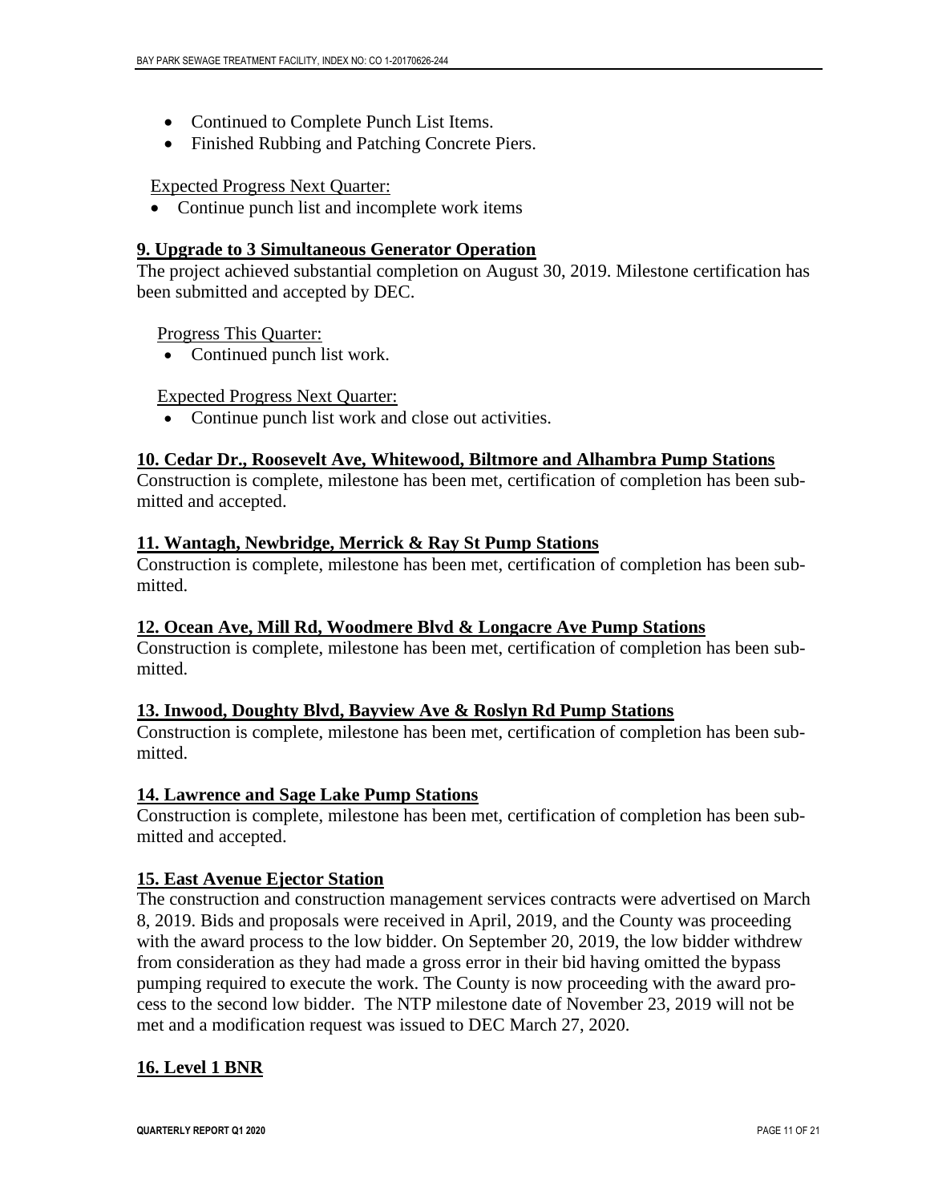- Continued to Complete Punch List Items.
- Finished Rubbing and Patching Concrete Piers.

Expected Progress Next Quarter:

- Continue punch list and incomplete work items

## 9. Upgrade to 3 Simultaneous Generator Operation

The project achieved substantial completion on August 30, 2019. Milestone certification has been submitted and accepted by DEC.

Progress This Quarter:

- Continued punch list work.

Expected Progress Next Quarter:

- Continue punch list work and close out activities.

## 10. Cedar Dr., Roosevelt Ave, Whitewood, Biltmore and Alhambra Pump Stations

Construction is complete, milestone has been met, certification of completion has been submitted and accepted.

## 11. Wantagh, Newbridge, Merrick & Ray St Pump Stations

Construction is complete, milestone has been met, certification of completion has been submitted.

## 12. Ocean Ave, Mill Rd, Woodmere Blvd & Longacre Ave Pump Stations

Construction is complete, milestone has been met, certification of completion has been submitted.

## 13. Inwood, Doughty Blvd, Bayview Ave & Roslyn Rd Pump Stations

Construction is complete, milestone has been met, certification of completion has been submitted.

## 14. Lawrence and Sage Lake Pump Stations

Construction is complete, milestone has been met, certification of completion has been submitted and accepted.

## 15. East Avenue Ejector Station

The construction and construction management services contracts were advertised on March 8, 2019. Bids and proposals were received in April, 2019, and the County was proceeding with the award process to the low bidder. On September 20, 2019, the low bidder withdrew from consideration as they had made a gross error in their bid having omitted the bypass pumping required to execute the work. The County is now proceeding with the award process to the second low bidder. The NTP milestone date of November 23, 2019 will not be met and a modification request was issued to DEC March 27, 2020.

## 16. Level 1 BNR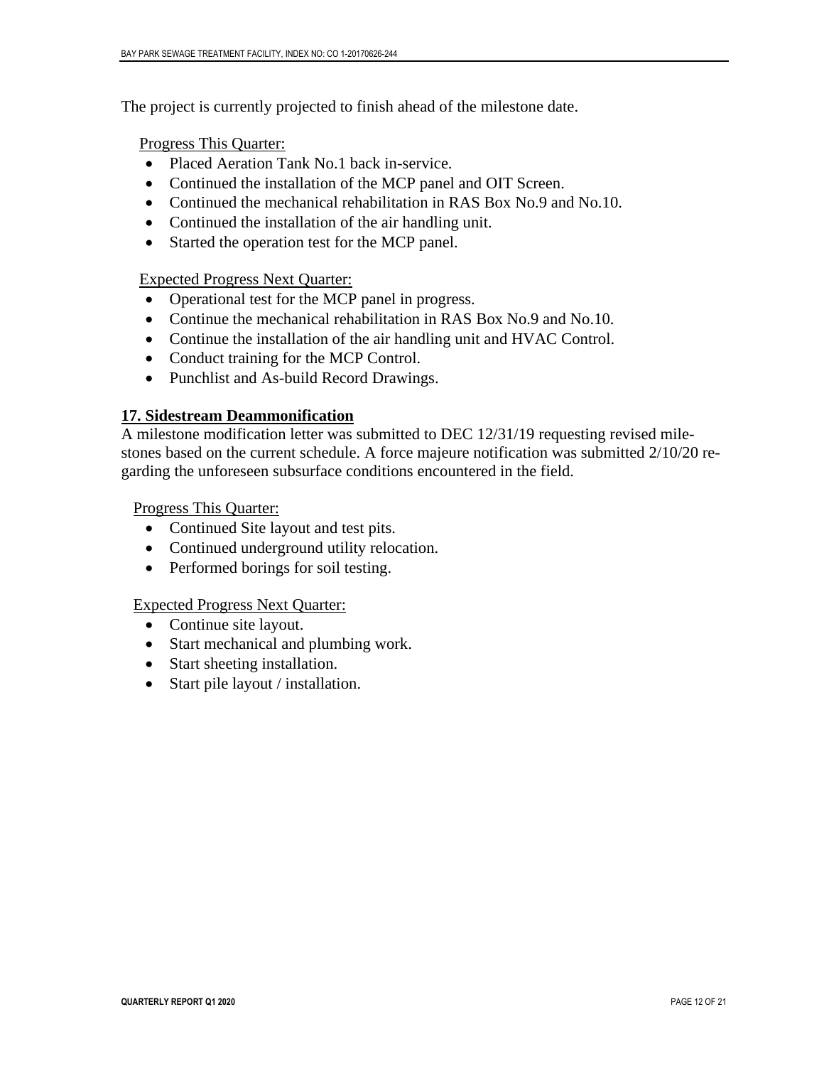The project is currently projected to finish ahead of the milestone date.

Progress This Quarter:

- Placed Aeration Tank No.1 back in-service.
- Continued the installation of the MCP panel and OIT Screen.
- Continued the mechanical rehabilitation in RAS Box No.9 and No.10.
- Continued the installation of the air handling unit.
- Started the operation test for the MCP panel.

Expected Progress Next Quarter:

- Operational test for the MCP panel in progress.
- Continue the mechanical rehabilitation in RAS Box No.9 and No.10.
- Continue the installation of the air handling unit and HVAC Control.
- Conduct training for the MCP Control.
- Punchlist and As-build Record Drawings.

## 17. Sidestream Deammonification

A milestone modification letter was submitted to DEC 12/31/19 requesting revised milestones based on the current schedule. A force majeure notification was submitted 2/10/20 regarding the unforeseen subsurface conditions encountered in the field.

Progress This Quarter:

- Continued Site layout and test pits.
- Continued underground utility relocation.
- Performed borings for soil testing.

Expected Progress Next Quarter:

- Continue site layout.
- Start mechanical and plumbing work.
- Start sheeting installation.
- Start pile layout / installation.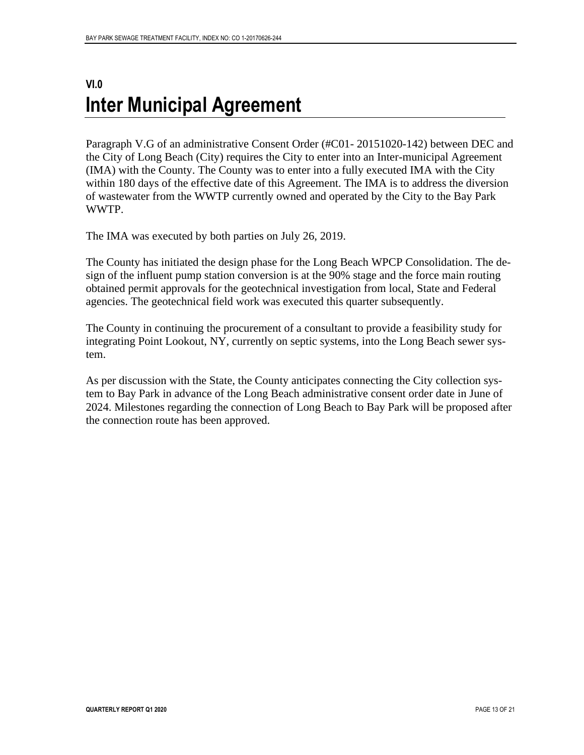# VI.0 Inter Municipal Agreement

Paragraph V.G of an administrative Consent Order (#C01- 20151020-142) between DEC and the City of Long Beach (City) requires the City to enter into an Inter-municipal Agreement (IMA) with the County. The County was to enter into a fully executed IMA with the City within 180 days of the effective date of this Agreement. The IMA is to address the diversion of wastewater from the WWTP currently owned and operated by the City to the Bay Park WWTP.

The IMA was executed by both parties on July 26, 2019.

The County has initiated the design phase for the Long Beach WPCP Consolidation. The design of the influent pump station conversion is at the 90% stage and the force main routing obtained permit approvals for the geotechnical investigation from local, State and Federal agencies. The geotechnical field work was executed this quarter subsequently.

The County in continuing the procurement of a consultant to provide a feasibility study for integrating Point Lookout, NY, currently on septic systems, into the Long Beach sewer system.

As per discussion with the State, the County anticipates connecting the City collection system to Bay Park in advance of the Long Beach administrative consent order date in June of 2024. Milestones regarding the connection of Long Beach to Bay Park will be proposed after the connection route has been approved.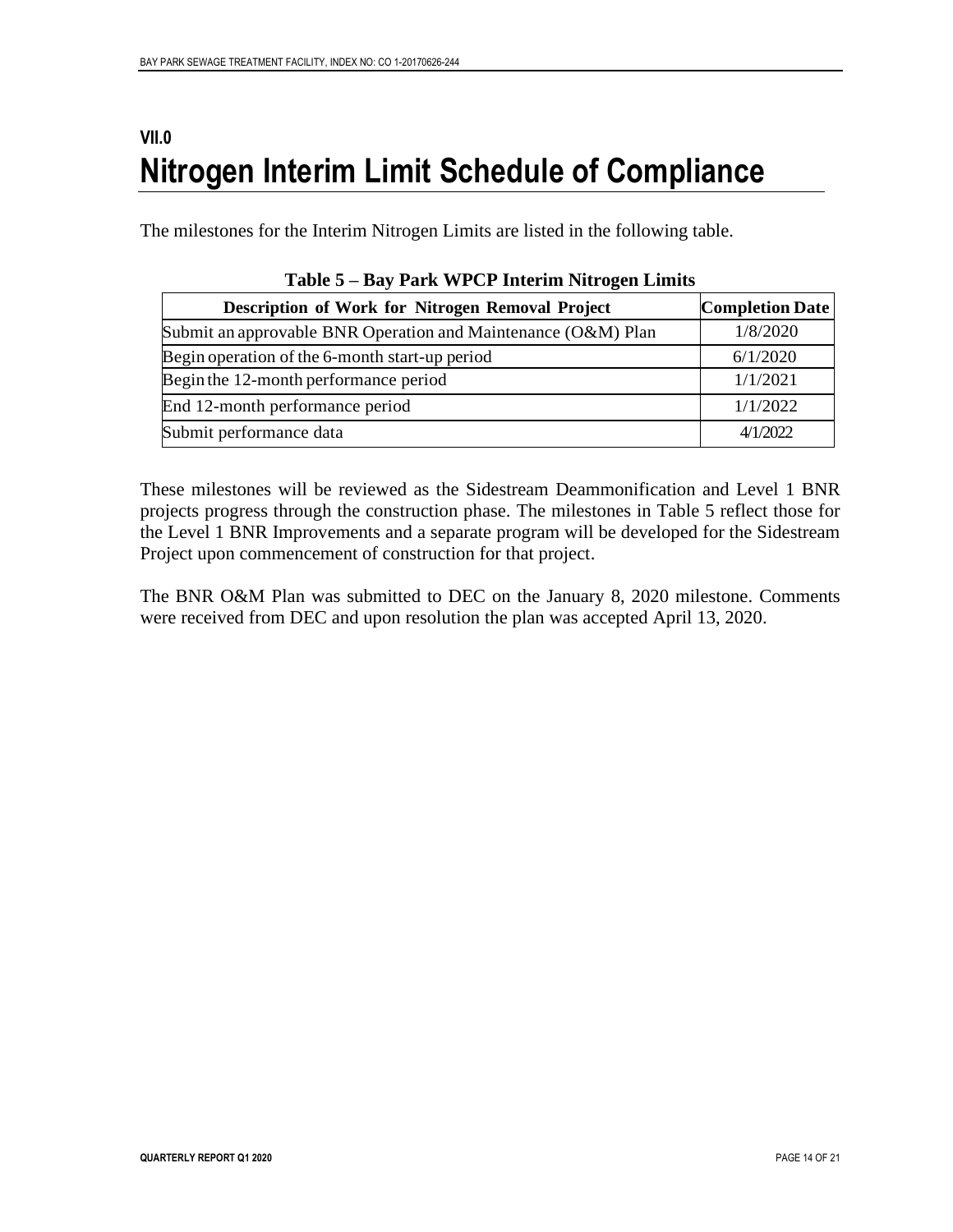# VII.0 Nitrogen Interim Limit Schedule of Compliance

The milestones for the Interim Nitrogen Limits are listed in the following table.

**Table 5 – Bay Park WPCP Interim Nitrogen Limits**

| Description of Work for Nitrogen Removal Project | Completion Date |
|---|---|
| Submit an approvable BNR Operation and Maintenance (O&M) Plan | 1/8/2020 |
| Begin operation of the 6-month start-up period | 6/1/2020 |
| Begin the 12-month performance period | 1/1/2021 |
| End 12-month performance period | 1/1/2022 |
| Submit performance data | 4/1/2022 |

These milestones will be reviewed as the Sidestream Deammonification and Level 1 BNR projects progress through the construction phase. The milestones in Table 5 reflect those for the Level 1 BNR Improvements and a separate program will be developed for the Sidestream Project upon commencement of construction for that project.

The BNR O&M Plan was submitted to DEC on the January 8, 2020 milestone. Comments were received from DEC and upon resolution the plan was accepted April 13, 2020.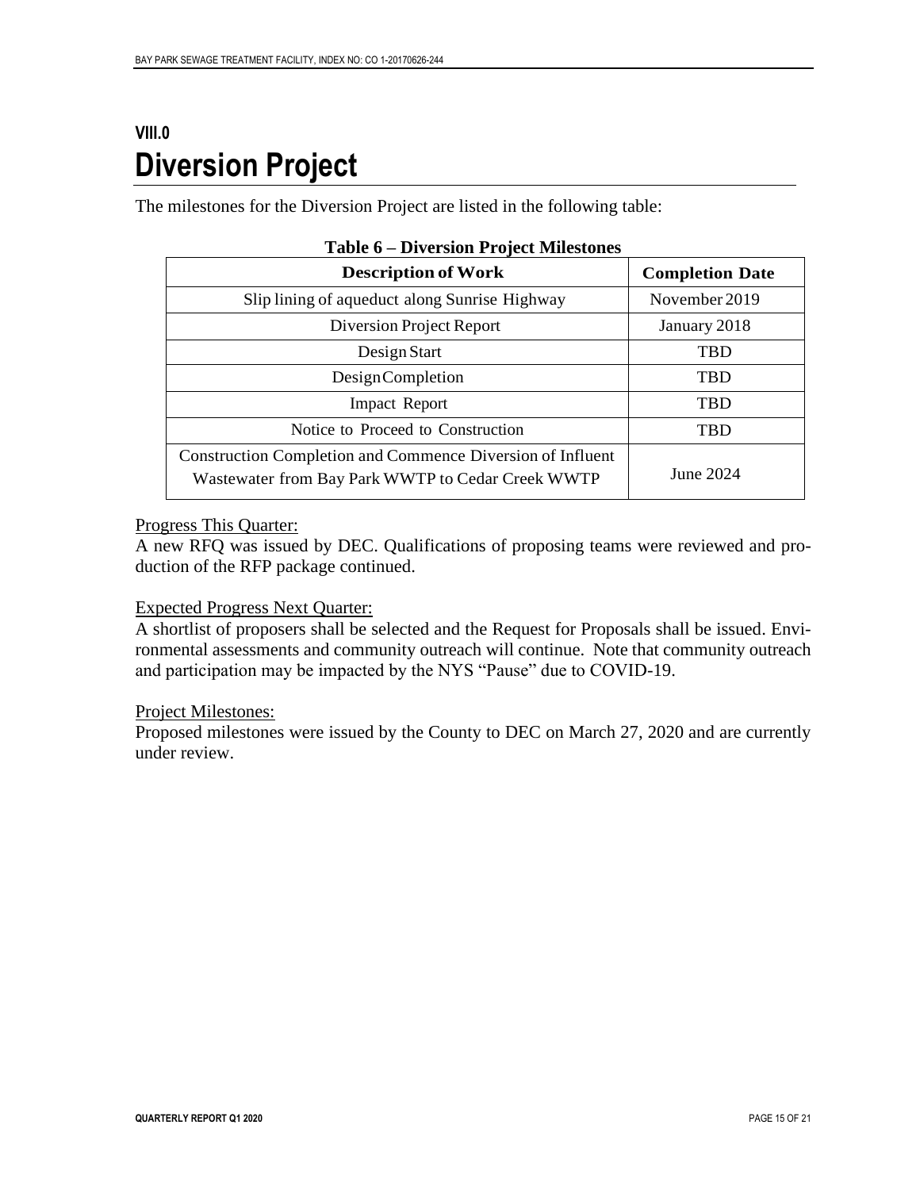# VIII.0 Diversion Project

The milestones for the Diversion Project are listed in the following table:

**Table 6 – Diversion Project Milestones**

| Description of Work | Completion Date |
|---|---|
| Slip lining of aqueduct along Sunrise Highway | November 2019 |
| Diversion Project Report | January 2018 |
| Design Start | TBD |
| Design Completion | TBD |
| Impact Report | TBD |
| Notice to Proceed to Construction | TBD |
| Construction Completion and Commence Diversion of Influent Wastewater from Bay Park WWTP to Cedar Creek WWTP | June 2024 |

Progress This Quarter:

A new RFQ was issued by DEC. Qualifications of proposing teams were reviewed and production of the RFP package continued.

Expected Progress Next Quarter:

A shortlist of proposers shall be selected and the Request for Proposals shall be issued. Environmental assessments and community outreach will continue. Note that community outreach and participation may be impacted by the NYS "Pause" due to COVID-19.

Project Milestones:

Proposed milestones were issued by the County to DEC on March 27, 2020 and are currently under review.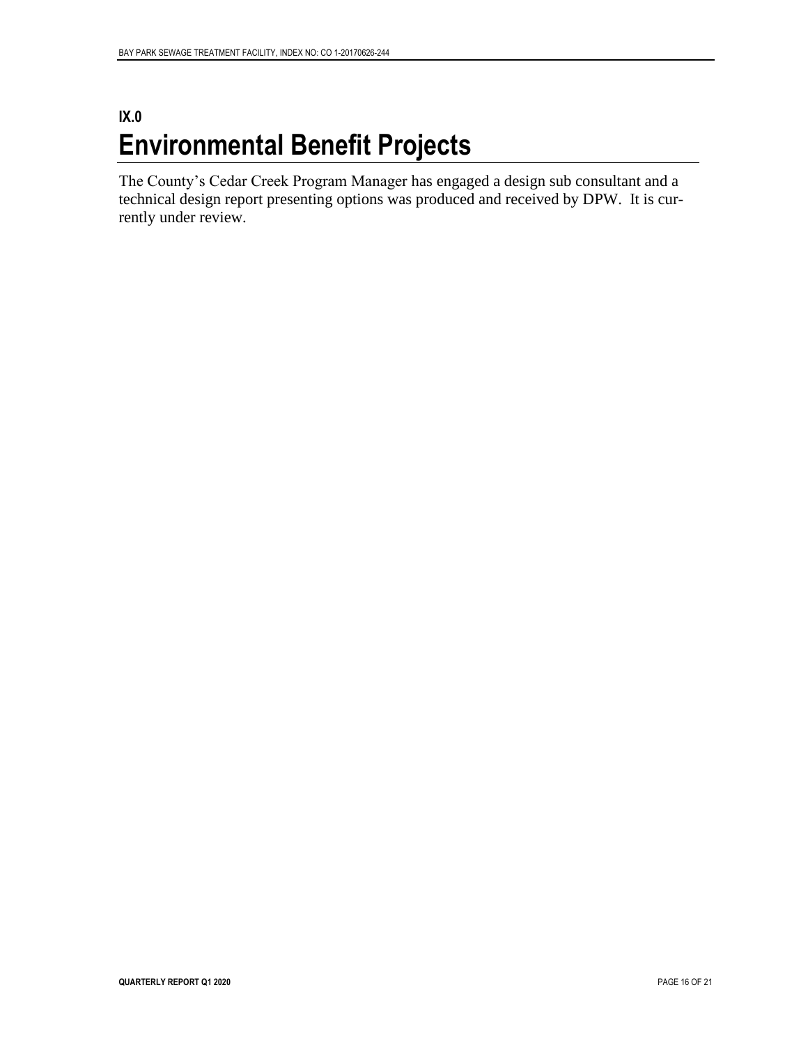# IX.0 Environmental Benefit Projects

The County's Cedar Creek Program Manager has engaged a design sub consultant and a technical design report presenting options was produced and received by DPW. It is currently under review.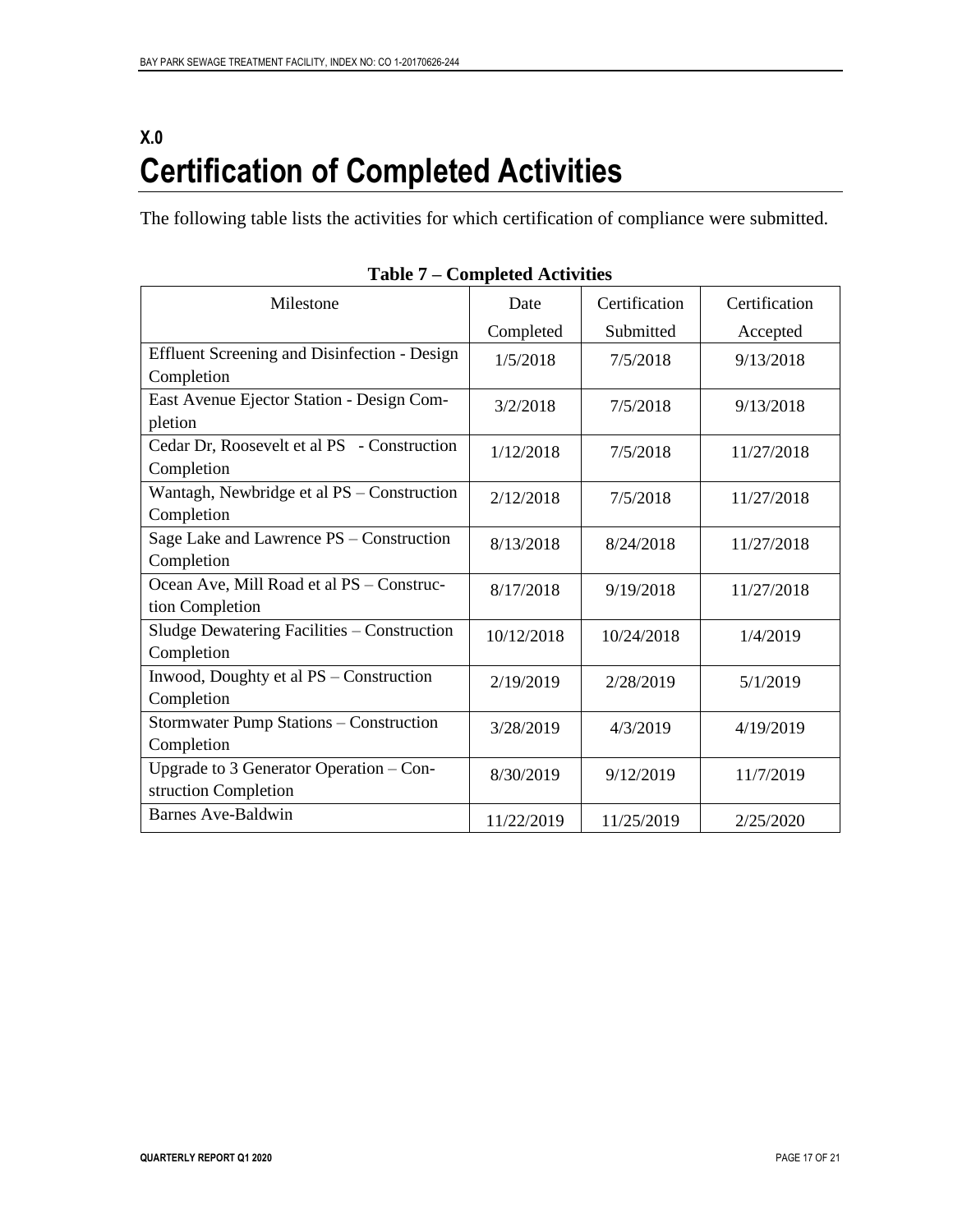# X.0
# Certification of Completed Activities

The following table lists the activities for which certification of compliance were submitted.

**Table 7 – Completed Activities**

| Milestone | Date Completed | Certification Submitted | Certification Accepted |
|---|---|---|---|
| Effluent Screening and Disinfection - Design Completion | 1/5/2018 | 7/5/2018 | 9/13/2018 |
| East Avenue Ejector Station - Design Completion | 3/2/2018 | 7/5/2018 | 9/13/2018 |
| Cedar Dr, Roosevelt et al PS - Construction Completion | 1/12/2018 | 7/5/2018 | 11/27/2018 |
| Wantagh, Newbridge et al PS – Construction Completion | 2/12/2018 | 7/5/2018 | 11/27/2018 |
| Sage Lake and Lawrence PS – Construction Completion | 8/13/2018 | 8/24/2018 | 11/27/2018 |
| Ocean Ave, Mill Road et al PS – Construction Completion | 8/17/2018 | 9/19/2018 | 11/27/2018 |
| Sludge Dewatering Facilities – Construction Completion | 10/12/2018 | 10/24/2018 | 1/4/2019 |
| Inwood, Doughty et al PS – Construction Completion | 2/19/2019 | 2/28/2019 | 5/1/2019 |
| Stormwater Pump Stations – Construction Completion | 3/28/2019 | 4/3/2019 | 4/19/2019 |
| Upgrade to 3 Generator Operation – Construction Completion | 8/30/2019 | 9/12/2019 | 11/7/2019 |
| Barnes Ave-Baldwin | 11/22/2019 | 11/25/2019 | 2/25/2020 |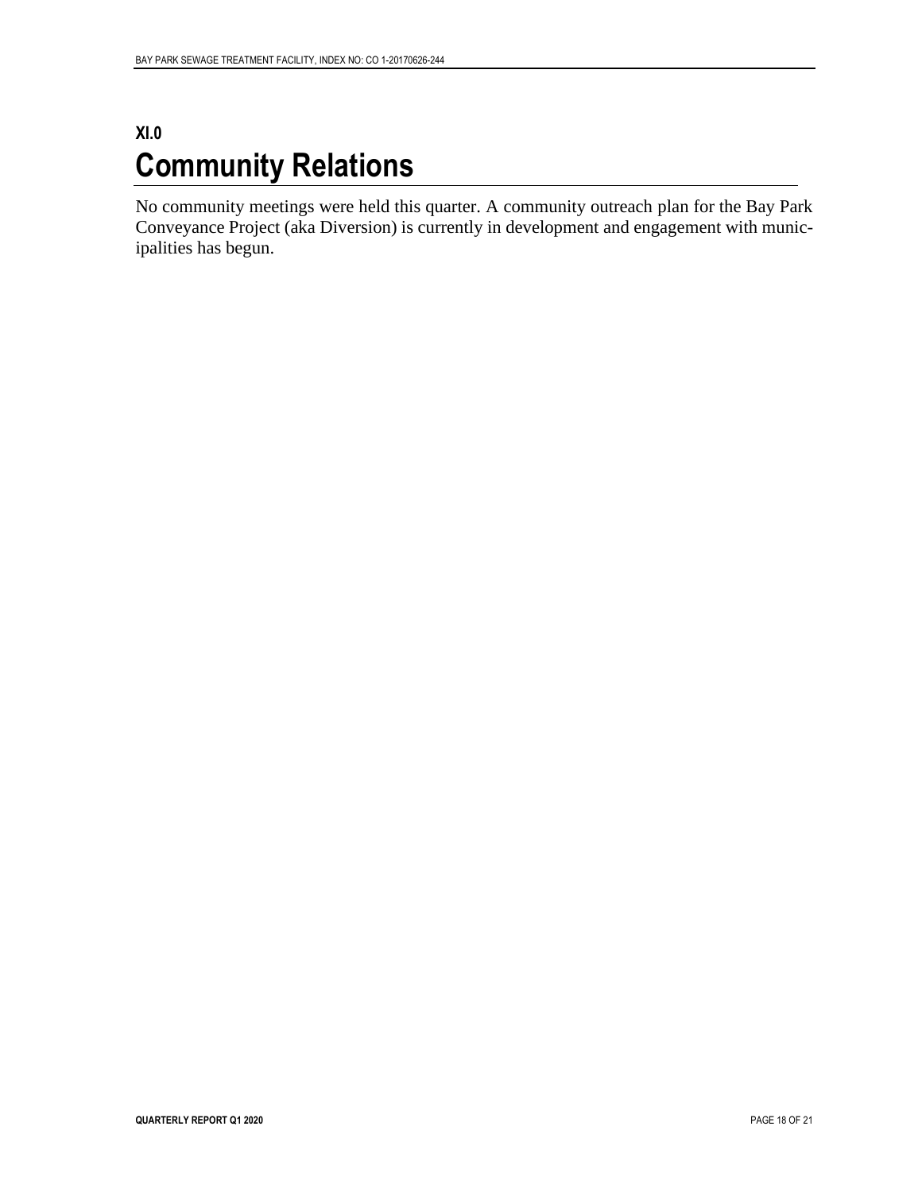# XI.0 Community Relations

No community meetings were held this quarter. A community outreach plan for the Bay Park Conveyance Project (aka Diversion) is currently in development and engagement with municipalities has begun.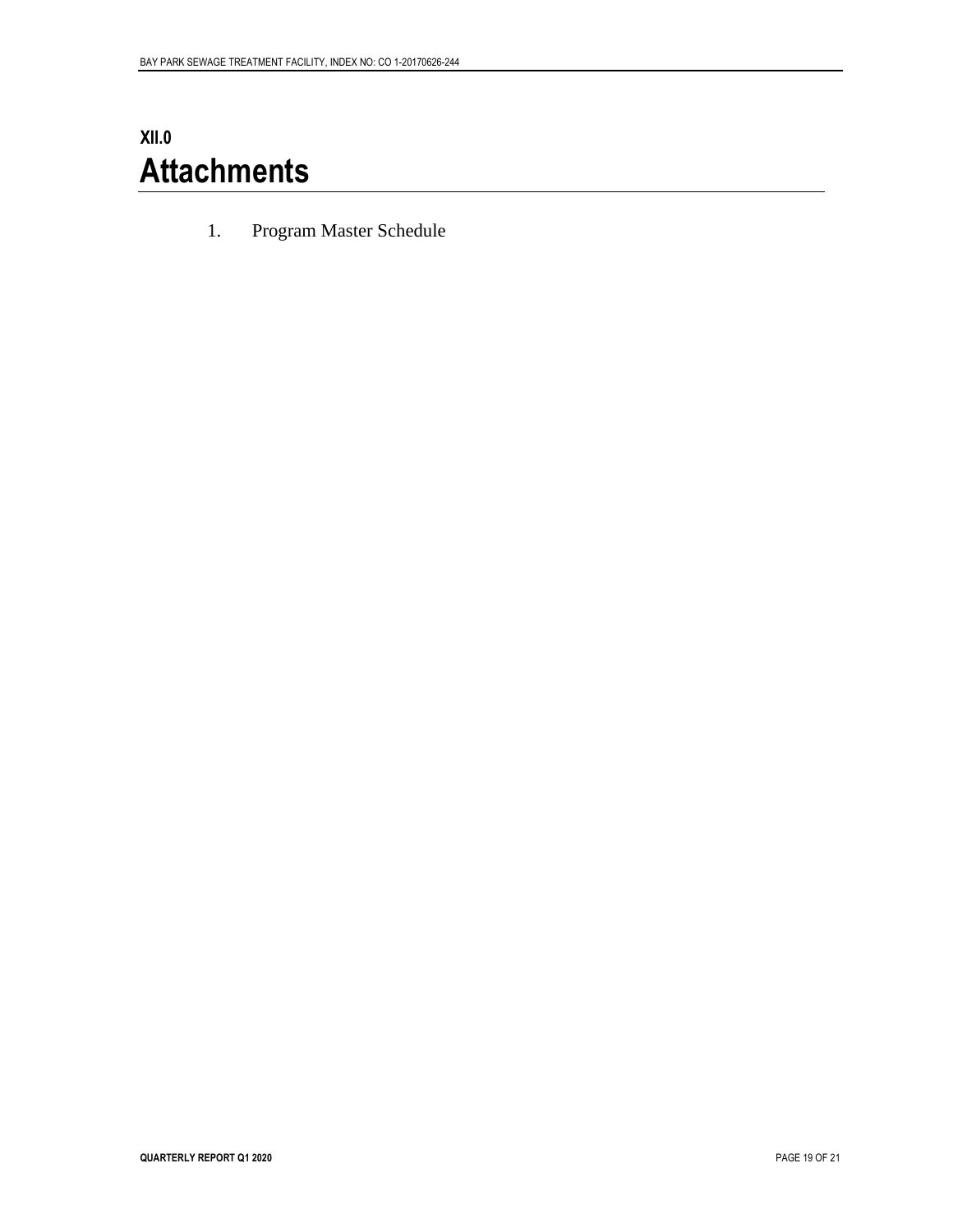# XII.0 Attachments

1. Program Master Schedule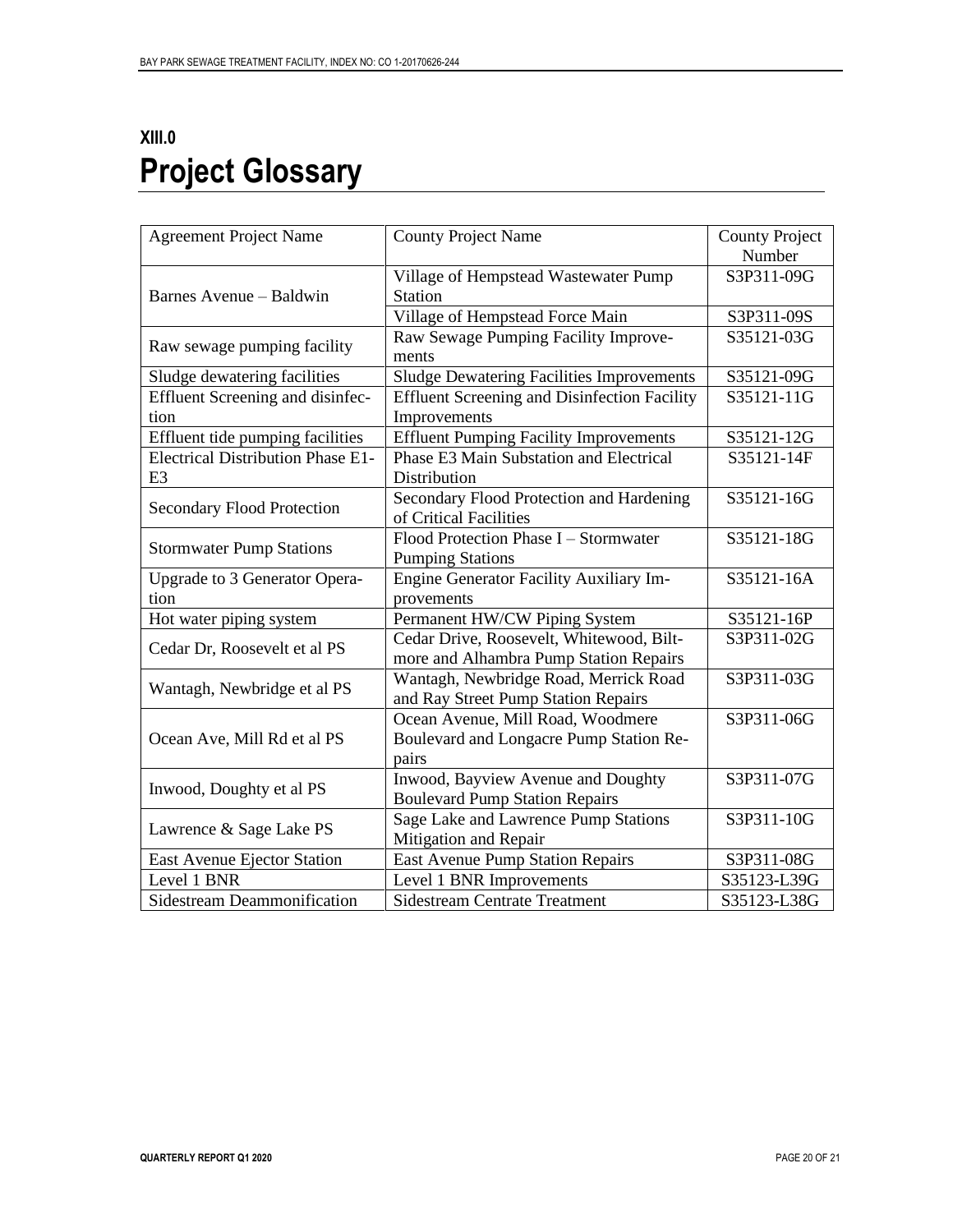# XIII.0 Project Glossary

| Agreement Project Name | County Project Name | County Project Number |
|---|---|---|
| Barnes Avenue – Baldwin | Village of Hempstead Wastewater Pump Station | S3P311-09G |
| | Village of Hempstead Force Main | S3P311-09S |
| Raw sewage pumping facility | Raw Sewage Pumping Facility Improvements | S35121-03G |
| Sludge dewatering facilities | Sludge Dewatering Facilities Improvements | S35121-09G |
| Effluent Screening and disinfection | Effluent Screening and Disinfection Facility Improvements | S35121-11G |
| Effluent tide pumping facilities | Effluent Pumping Facility Improvements | S35121-12G |
| Electrical Distribution Phase E1-E3 | Phase E3 Main Substation and Electrical Distribution | S35121-14F |
| Secondary Flood Protection | Secondary Flood Protection and Hardening of Critical Facilities | S35121-16G |
| Stormwater Pump Stations | Flood Protection Phase I – Stormwater Pumping Stations | S35121-18G |
| Upgrade to 3 Generator Operation | Engine Generator Facility Auxiliary Improvements | S35121-16A |
| Hot water piping system | Permanent HW/CW Piping System | S35121-16P |
| Cedar Dr, Roosevelt et al PS | Cedar Drive, Roosevelt, Whitewood, Biltmore and Alhambra Pump Station Repairs | S3P311-02G |
| Wantagh, Newbridge et al PS | Wantagh, Newbridge Road, Merrick Road and Ray Street Pump Station Repairs | S3P311-03G |
| Ocean Ave, Mill Rd et al PS | Ocean Avenue, Mill Road, Woodmere Boulevard and Longacre Pump Station Repairs | S3P311-06G |
| Inwood, Doughty et al PS | Inwood, Bayview Avenue and Doughty Boulevard Pump Station Repairs | S3P311-07G |
| Lawrence & Sage Lake PS | Sage Lake and Lawrence Pump Stations Mitigation and Repair | S3P311-10G |
| East Avenue Ejector Station | East Avenue Pump Station Repairs | S3P311-08G |
| Level 1 BNR | Level 1 BNR Improvements | S35123-L39G |
| Sidestream Deammonification | Sidestream Centrate Treatment | S35123-L38G |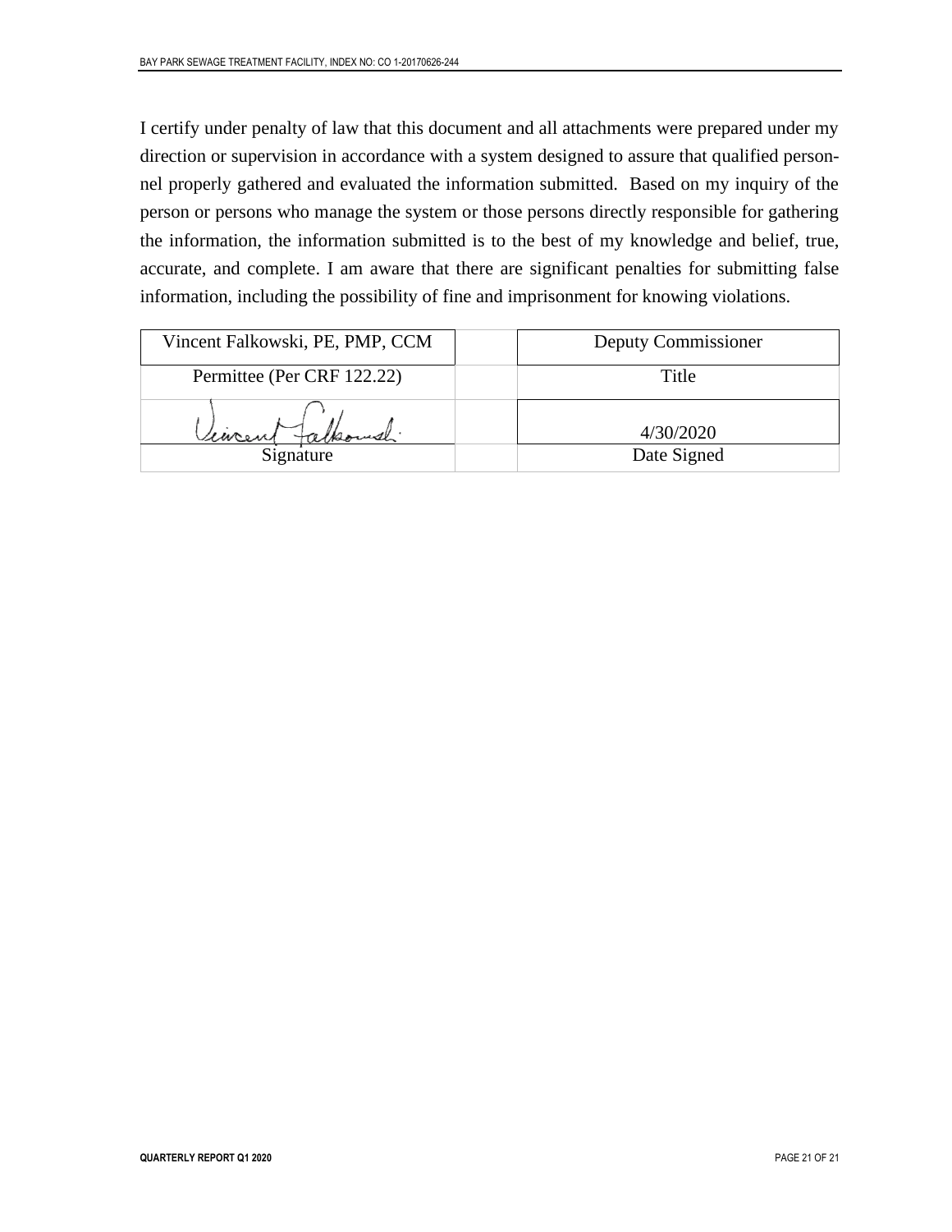I certify under penalty of law that this document and all attachments were prepared under my direction or supervision in accordance with a system designed to assure that qualified personnel properly gathered and evaluated the information submitted. Based on my inquiry of the person or persons who manage the system or those persons directly responsible for gathering the information, the information submitted is to the best of my knowledge and belief, true, accurate, and complete. I am aware that there are significant penalties for submitting false information, including the possibility of fine and imprisonment for knowing violations.

| | | |
|---|---|---|
| Vincent Falkowski, PE, PMP, CCM | | Deputy Commissioner |
| Permittee (Per CRF 122.22) | | Title |
| Vincent Falkowski | | 4/30/2020 |
| Signature | | Date Signed |